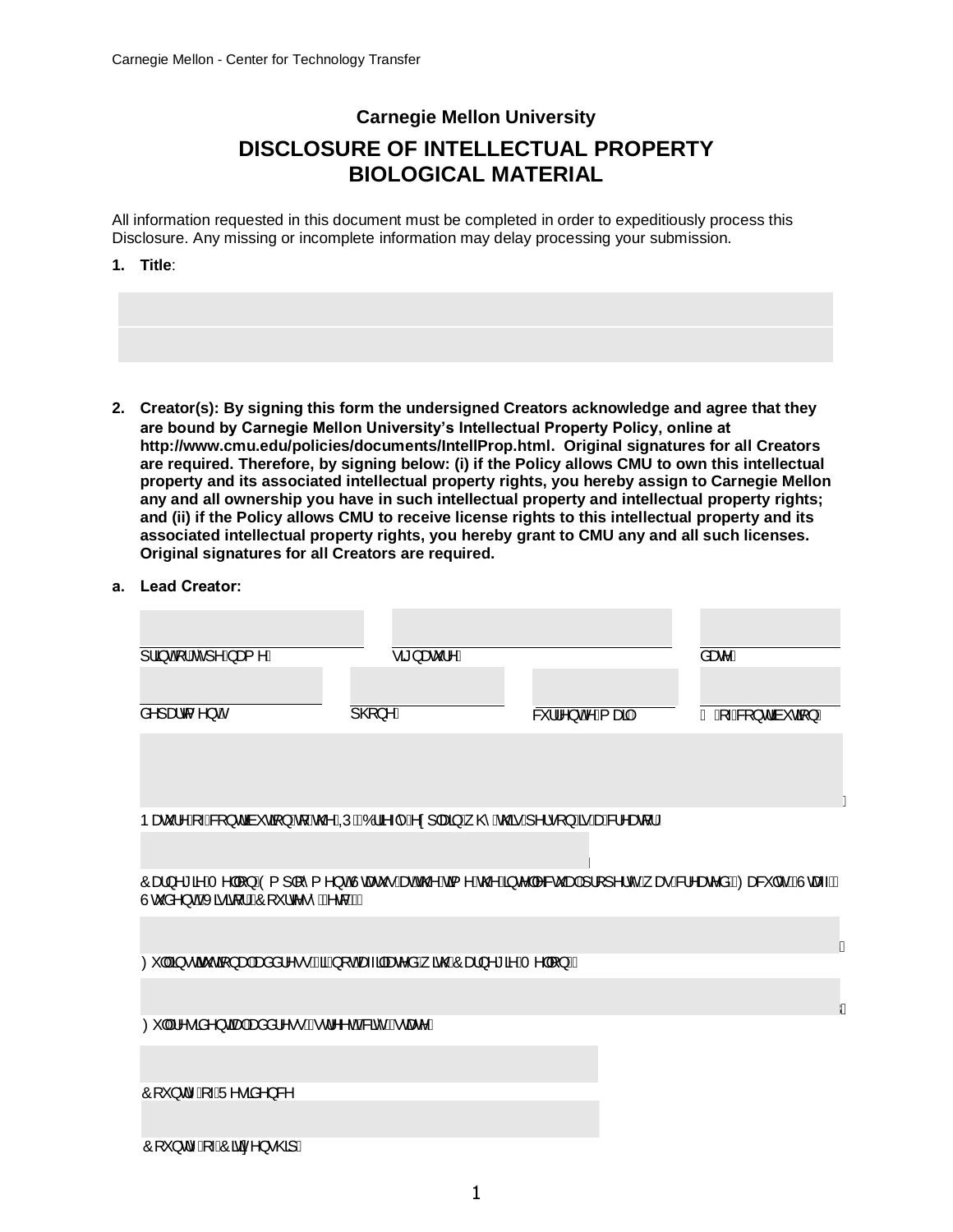# Carnegie Mellon University

## DISCLOSURE OF INTELLECTUAL PROPERTY BIOLOGICAL MATERIAL

All information requested in this document must be completed in order to expeditiously process this Disclosure. Any missing or incomplete information may delay processing your submission.

**1. Title**:

________________________________________

________________________________________

**2. Creator(s): By signing this form the undersigned Creators acknowledge and agree that they are bound by Carnegie Mellon University's Intellectual Property Policy, online at http://www.cmu.edu/policies/documents/IntellProp.html. Original signatures for all Creators are required. Therefore, by signing below: (i) if the Policy allows CMU to own this intellectual property and its associated intellectual property rights, you hereby assign to Carnegie Mellon any and all ownership you have in such intellectual property and intellectual property rights; and (ii) if the Policy allows CMU to receive license rights to this intellectual property and its associated intellectual property rights, you hereby grant to CMU any and all such licenses. Original signatures for all Creators are required.**

**a. Lead Creator:**

| print or type name | signature | date |
|---|---|---|
| | | |

| department | phone | current email | % of contribution |
|---|---|---|---|
| | | | |

________________________________________
Nature of contribution to the IP. Briefly explain why this person is a creator

________________________________________
Carnegie Mellon Employment Status at the time the intellectual property was created (Faculty, Staff, Student, Visitor, Courtesy, etc.)

________________________________________
Full institutional address (if not affiliated with Carnegie Mellon)

________________________________________
Full residential address (street, city, state)

________________________________________
Country of Residence

________________________________________
Country of Citizenship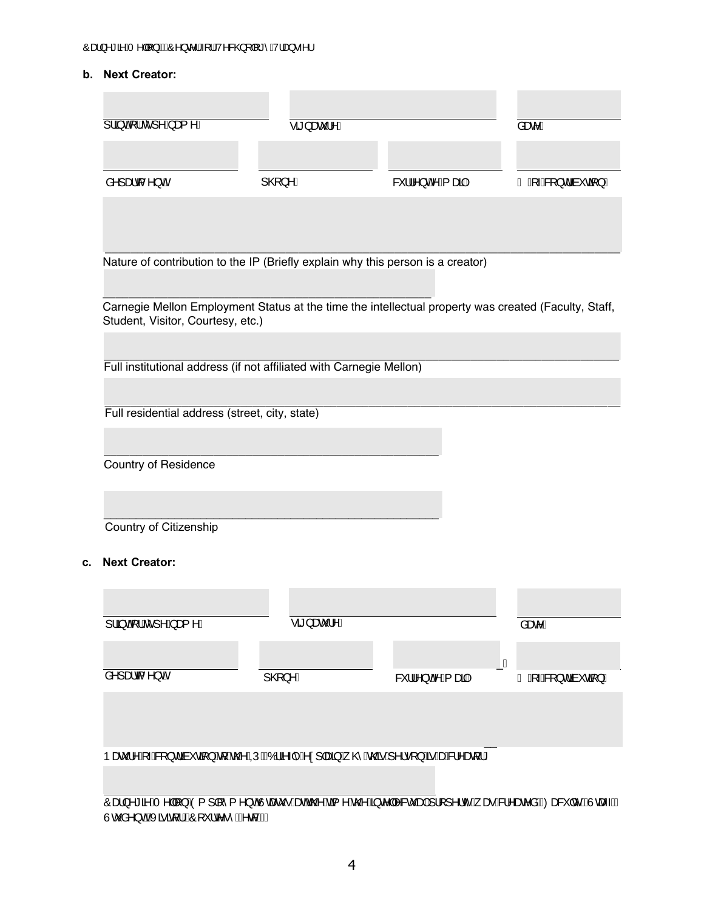**b. Next Creator:**

| | | |
|---|---|---|
| print or type name | signature | date |

| | | | |
|---|---|---|---|
| department | phone | current email | % of contribution |

\_\_\_\_\_\_\_\_\_\_\_\_\_\_\_\_\_\_\_\_\_\_\_\_\_\_\_\_\_\_\_\_\_\_\_\_\_\_\_\_\_\_\_\_\_\_\_\_\_\_\_\_\_\_\_\_\_\_\_\_\_\_\_\_\_\_\_\_\_\_\_\_\_\_\_\_\_\_\_\_\_\_
Nature of contribution to the IP (Briefly explain why this person is a creator)

\_\_\_\_\_\_\_\_\_\_\_\_\_\_\_\_\_\_\_\_\_\_\_\_\_\_\_\_\_\_\_\_\_\_\_\_\_\_\_\_\_\_\_\_\_\_\_\_\_\_
Carnegie Mellon Employment Status at the time the intellectual property was created (Faculty, Staff, Student, Visitor, Courtesy, etc.)

\_\_\_\_\_\_\_\_\_\_\_\_\_\_\_\_\_\_\_\_\_\_\_\_\_\_\_\_\_\_\_\_\_\_\_\_\_\_\_\_\_\_\_\_\_\_\_\_\_\_\_\_\_\_\_\_\_\_\_\_\_\_\_\_\_\_\_\_\_\_\_\_\_\_\_\_\_\_\_\_\_\_
Full institutional address (if not affiliated with Carnegie Mellon)

\_\_\_\_\_\_\_\_\_\_\_\_\_\_\_\_\_\_\_\_\_\_\_\_\_\_\_\_\_\_\_\_\_\_\_\_\_\_\_\_\_\_\_\_\_\_\_\_\_\_\_\_\_\_\_\_\_\_\_\_\_\_\_\_\_\_\_\_\_\_\_\_\_\_\_\_\_\_\_\_\_\_
Full residential address (street, city, state)

\_\_\_\_\_\_\_\_\_\_\_\_\_\_\_\_\_\_\_\_\_\_\_\_\_\_\_\_\_\_\_\_\_\_\_\_\_\_\_\_\_\_\_\_\_\_\_\_\_\_
Country of Residence

\_\_\_\_\_\_\_\_\_\_\_\_\_\_\_\_\_\_\_\_\_\_\_\_\_\_\_\_\_\_\_\_\_\_\_\_\_\_\_\_\_\_\_\_\_\_\_\_\_\_
Country of Citizenship

**c. Next Creator:**

| | | |
|---|---|---|
| print or type name | signature | date |

| | | | |
|---|---|---|---|
| department | phone | current email | % of contribution |

\_\_\_\_\_\_\_\_\_\_\_\_\_\_\_\_\_\_\_\_\_\_\_\_\_\_\_\_\_\_\_\_\_\_\_\_\_\_\_\_\_\_\_\_\_\_\_\_\_\_\_\_\_\_\_\_\_\_\_\_\_\_\_\_\_\_\_\_\_\_\_\_\_\_\_\_\_\_\_\_\_\_
Nature of contribution to the IP (Briefly explain why this person is a creator)

\_\_\_\_\_\_\_\_\_\_\_\_\_\_\_\_\_\_\_\_\_\_\_\_\_\_\_\_\_\_\_\_\_\_\_\_\_\_\_\_\_\_\_\_\_\_\_\_\_\_
Carnegie Mellon Employment Status at the time the intellectual property was created (Faculty, Staff, Student, Visitor, Courtesy, etc.)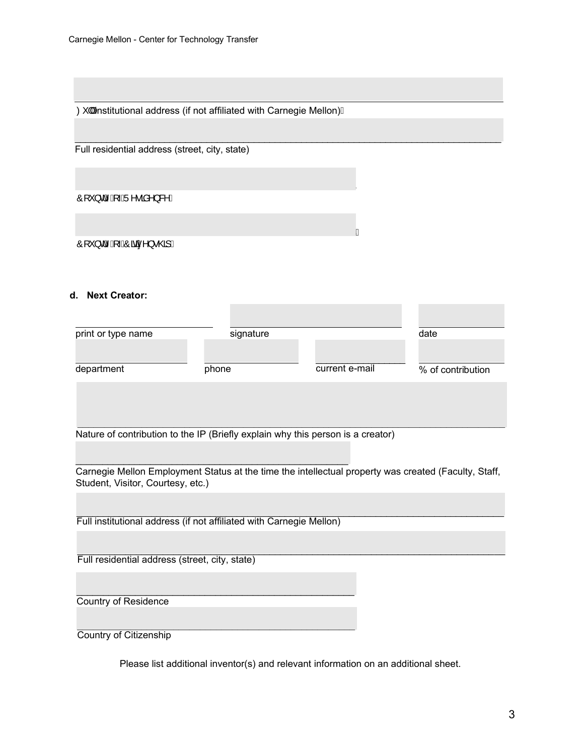___________________________________________________________________________

Full institutional address (if not affiliated with Carnegie Mellon)

___________________________________________________________________________

Full residential address (street, city, state)

_____________________________________________________

Country of Residence

_____________________________________________________

Country of Citizenship

**d. Next Creator:**

| print or type name | signature | | date |
|---|---|---|---|
| department | phone | current e-mail | % of contribution |

___________________________________________________________________________

Nature of contribution to the IP (Briefly explain why this person is a creator)

_____________________________________________________

Carnegie Mellon Employment Status at the time the intellectual property was created (Faculty, Staff, Student, Visitor, Courtesy, etc.)

___________________________________________________________________________

Full institutional address (if not affiliated with Carnegie Mellon)

___________________________________________________________________________

Full residential address (street, city, state)

_____________________________________________________

Country of Residence

_____________________________________________________

Country of Citizenship

Please list additional inventor(s) and relevant information on an additional sheet.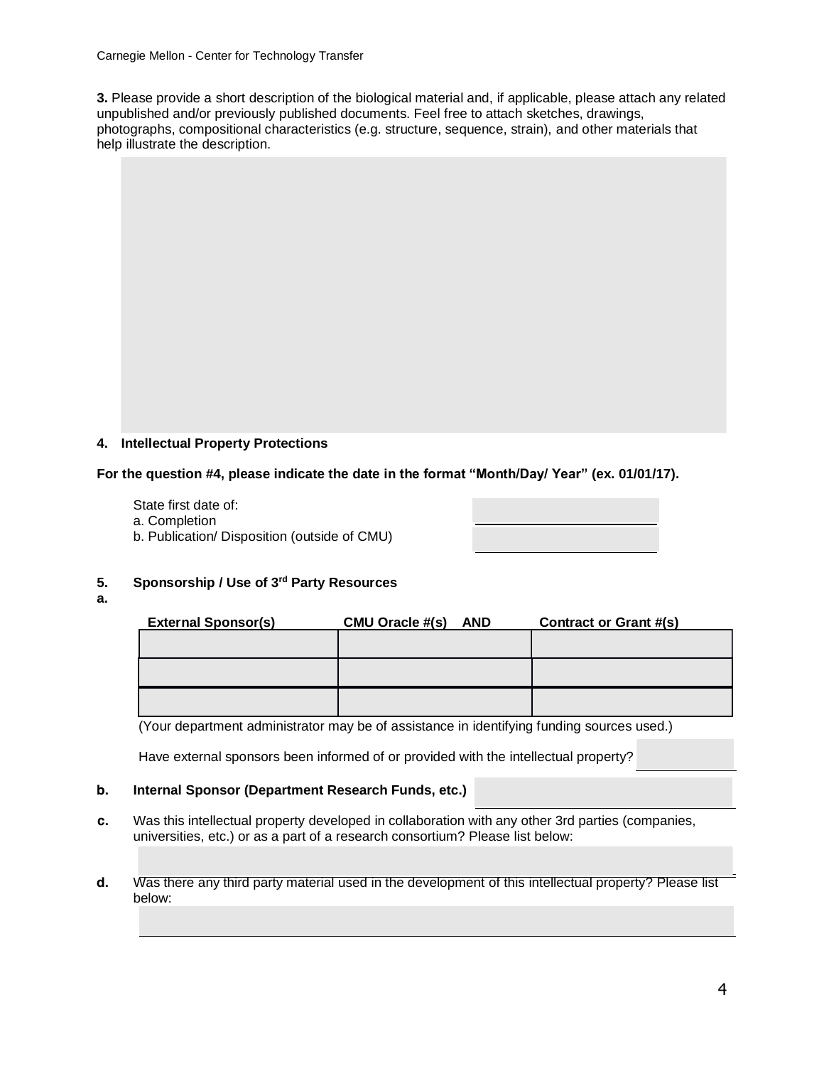**3.** Please provide a short description of the biological material and, if applicable, please attach any related unpublished and/or previously published documents. Feel free to attach sketches, drawings, photographs, compositional characteristics (e.g. structure, sequence, strain), and other materials that help illustrate the description.

**4. Intellectual Property Protections**

**For the question #4, please indicate the date in the format "Month/Day/ Year" (ex. 01/01/17).**

State first date of:

a. Completion ________________

b. Publication/ Disposition (outside of CMU) ________________

**5. Sponsorship / Use of 3rd Party Resources**

**a.**

| **External Sponsor(s)** | **CMU Oracle #(s) AND** | **Contract or Grant #(s)** |
|---|---|---|
| | | |
| | | |
| | | |

(Your department administrator may be of assistance in identifying funding sources used.)

Have external sponsors been informed of or provided with the intellectual property? ________________

**b. Internal Sponsor (Department Research Funds, etc.)** ________________

**c.** Was this intellectual property developed in collaboration with any other 3rd parties (companies, universities, etc.) or as a part of a research consortium? Please list below:

________________

**d.** Was there any third party material used in the development of this intellectual property? Please list below:

________________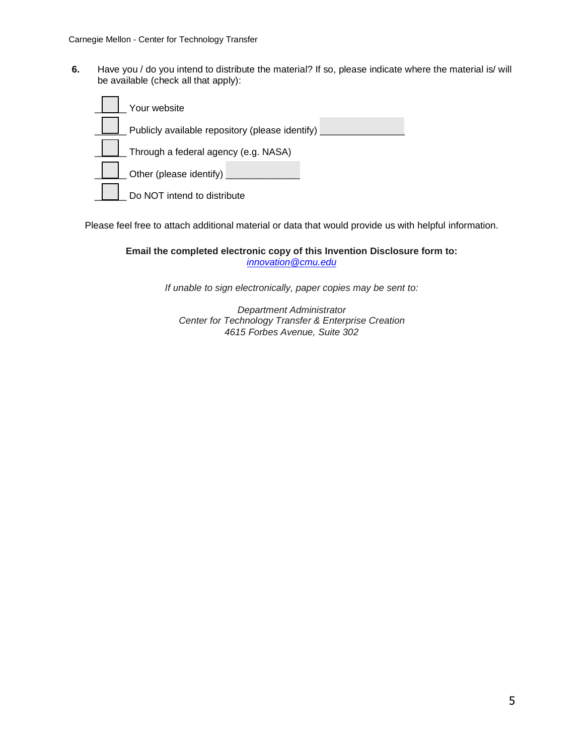6. Have you / do you intend to distribute the material? If so, please indicate where the material is/ will be available (check all that apply):

- ☐ Your website
- ☐ Publicly available repository (please identify) _______________
- ☐ Through a federal agency (e.g. NASA)
- ☐ Other (please identify) _____________
- ☐ Do NOT intend to distribute

Please feel free to attach additional material or data that would provide us with helpful information.

**Email the completed electronic copy of this Invention Disclosure form to:**
*innovation@cmu.edu*

*If unable to sign electronically, paper copies may be sent to:*

*Department Administrator*
*Center for Technology Transfer & Enterprise Creation*
*4615 Forbes Avenue, Suite 302*